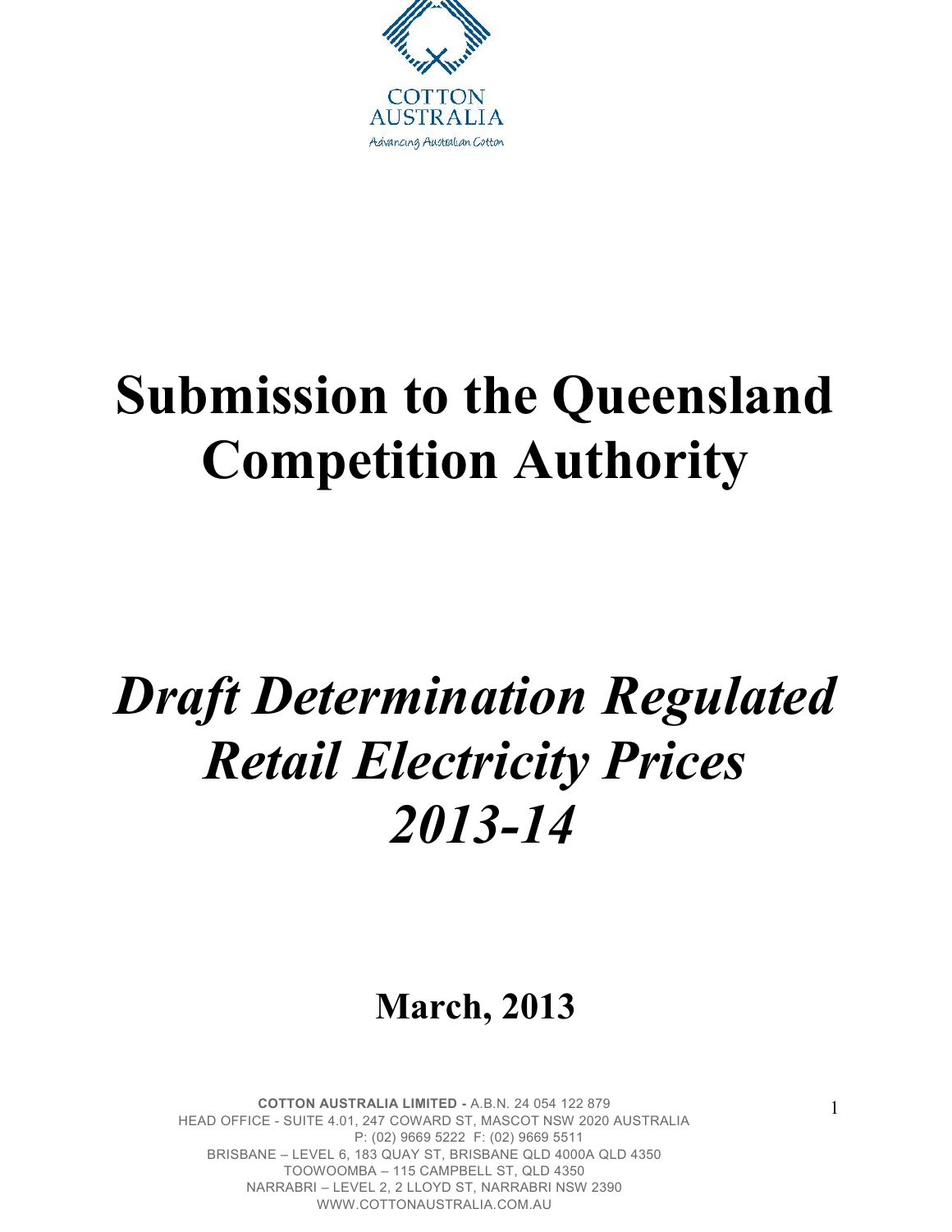COTTON AUSTRALIA

Advancing Australian Cotton

# Submission to the Queensland Competition Authority

# *Draft Determination Regulated Retail Electricity Prices 2013-14*

## March, 2013

**COTTON AUSTRALIA LIMITED -** A.B.N. 24 054 122 879
HEAD OFFICE - SUITE 4.01, 247 COWARD ST, MASCOT NSW 2020 AUSTRALIA
P: (02) 9669 5222 F: (02) 9669 5511
BRISBANE – LEVEL 6, 183 QUAY ST, BRISBANE QLD 4000A QLD 4350
TOOWOOMBA – 115 CAMPBELL ST, QLD 4350
NARRABRI – LEVEL 2, 2 LLOYD ST, NARRABRI NSW 2390
WWW.COTTONAUSTRALIA.COM.AU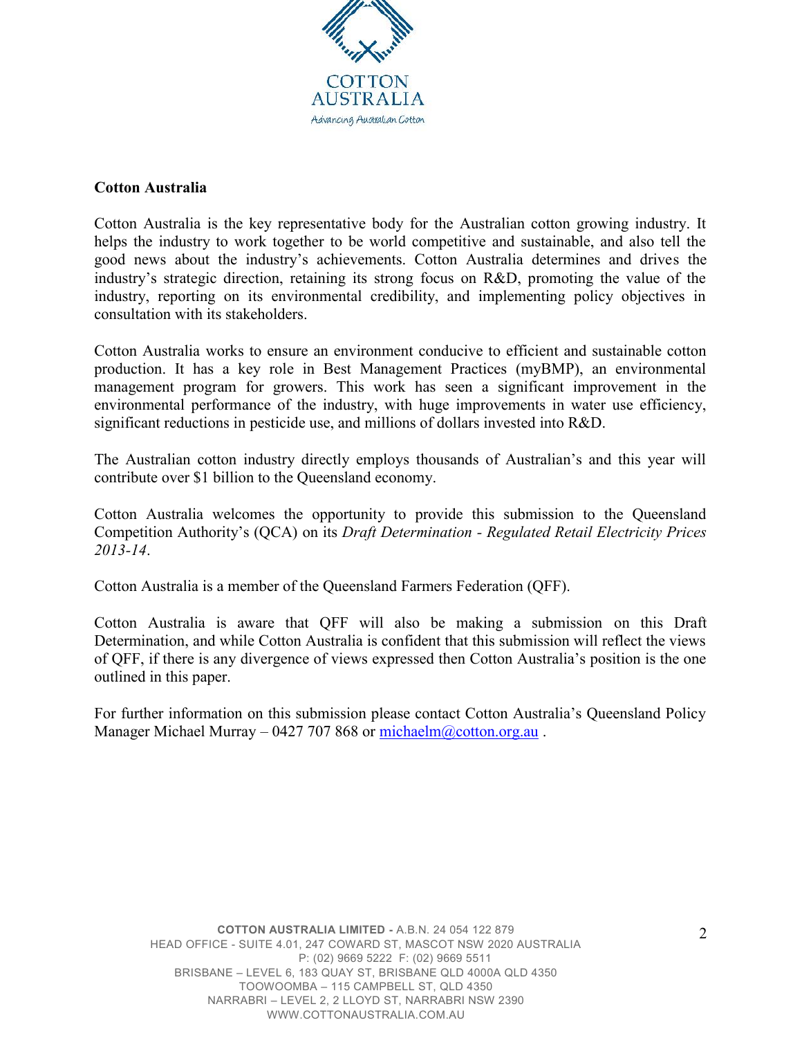**Cotton Australia**

Cotton Australia is the key representative body for the Australian cotton growing industry. It helps the industry to work together to be world competitive and sustainable, and also tell the good news about the industry's achievements. Cotton Australia determines and drives the industry's strategic direction, retaining its strong focus on R&D, promoting the value of the industry, reporting on its environmental credibility, and implementing policy objectives in consultation with its stakeholders.

Cotton Australia works to ensure an environment conducive to efficient and sustainable cotton production. It has a key role in Best Management Practices (myBMP), an environmental management program for growers. This work has seen a significant improvement in the environmental performance of the industry, with huge improvements in water use efficiency, significant reductions in pesticide use, and millions of dollars invested into R&D.

The Australian cotton industry directly employs thousands of Australian's and this year will contribute over $1 billion to the Queensland economy.

Cotton Australia welcomes the opportunity to provide this submission to the Queensland Competition Authority's (QCA) on its *Draft Determination - Regulated Retail Electricity Prices 2013-14*.

Cotton Australia is a member of the Queensland Farmers Federation (QFF).

Cotton Australia is aware that QFF will also be making a submission on this Draft Determination, and while Cotton Australia is confident that this submission will reflect the views of QFF, if there is any divergence of views expressed then Cotton Australia's position is the one outlined in this paper.

For further information on this submission please contact Cotton Australia's Queensland Policy Manager Michael Murray – 0427 707 868 or michaelm@cotton.org.au .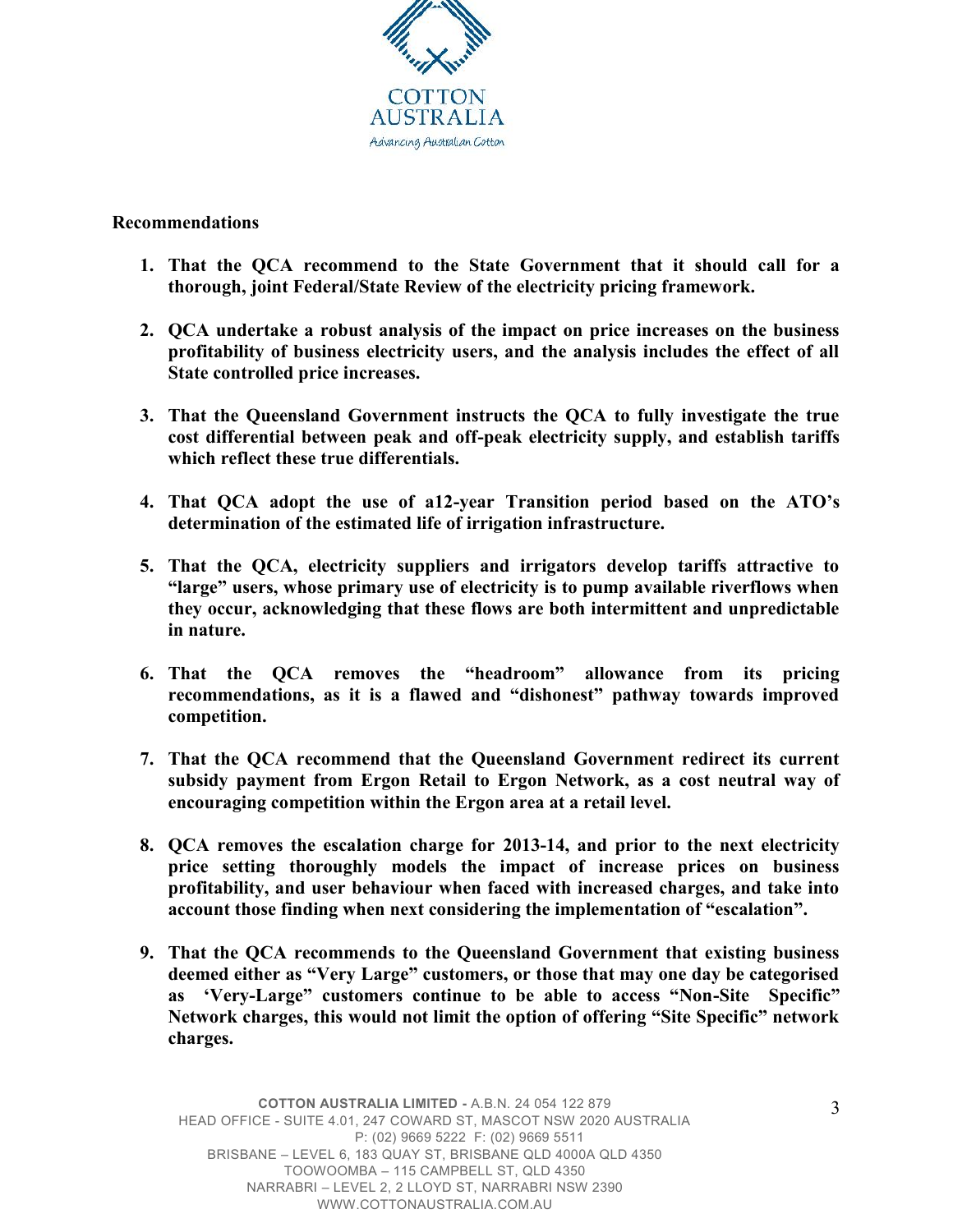**Recommendations**

1. **That the QCA recommend to the State Government that it should call for a thorough, joint Federal/State Review of the electricity pricing framework.**

2. **QCA undertake a robust analysis of the impact on price increases on the business profitability of business electricity users, and the analysis includes the effect of all State controlled price increases.**

3. **That the Queensland Government instructs the QCA to fully investigate the true cost differential between peak and off-peak electricity supply, and establish tariffs which reflect these true differentials.**

4. **That QCA adopt the use of a12-year Transition period based on the ATO's determination of the estimated life of irrigation infrastructure.**

5. **That the QCA, electricity suppliers and irrigators develop tariffs attractive to "large" users, whose primary use of electricity is to pump available riverflows when they occur, acknowledging that these flows are both intermittent and unpredictable in nature.**

6. **That the QCA removes the "headroom" allowance from its pricing recommendations, as it is a flawed and "dishonest" pathway towards improved competition.**

7. **That the QCA recommend that the Queensland Government redirect its current subsidy payment from Ergon Retail to Ergon Network, as a cost neutral way of encouraging competition within the Ergon area at a retail level.**

8. **QCA removes the escalation charge for 2013-14, and prior to the next electricity price setting thoroughly models the impact of increase prices on business profitability, and user behaviour when faced with increased charges, and take into account those finding when next considering the implementation of "escalation".**

9. **That the QCA recommends to the Queensland Government that existing business deemed either as "Very Large" customers, or those that may one day be categorised as 'Very-Large" customers continue to be able to access "Non-Site Specific" Network charges, this would not limit the option of offering "Site Specific" network charges.**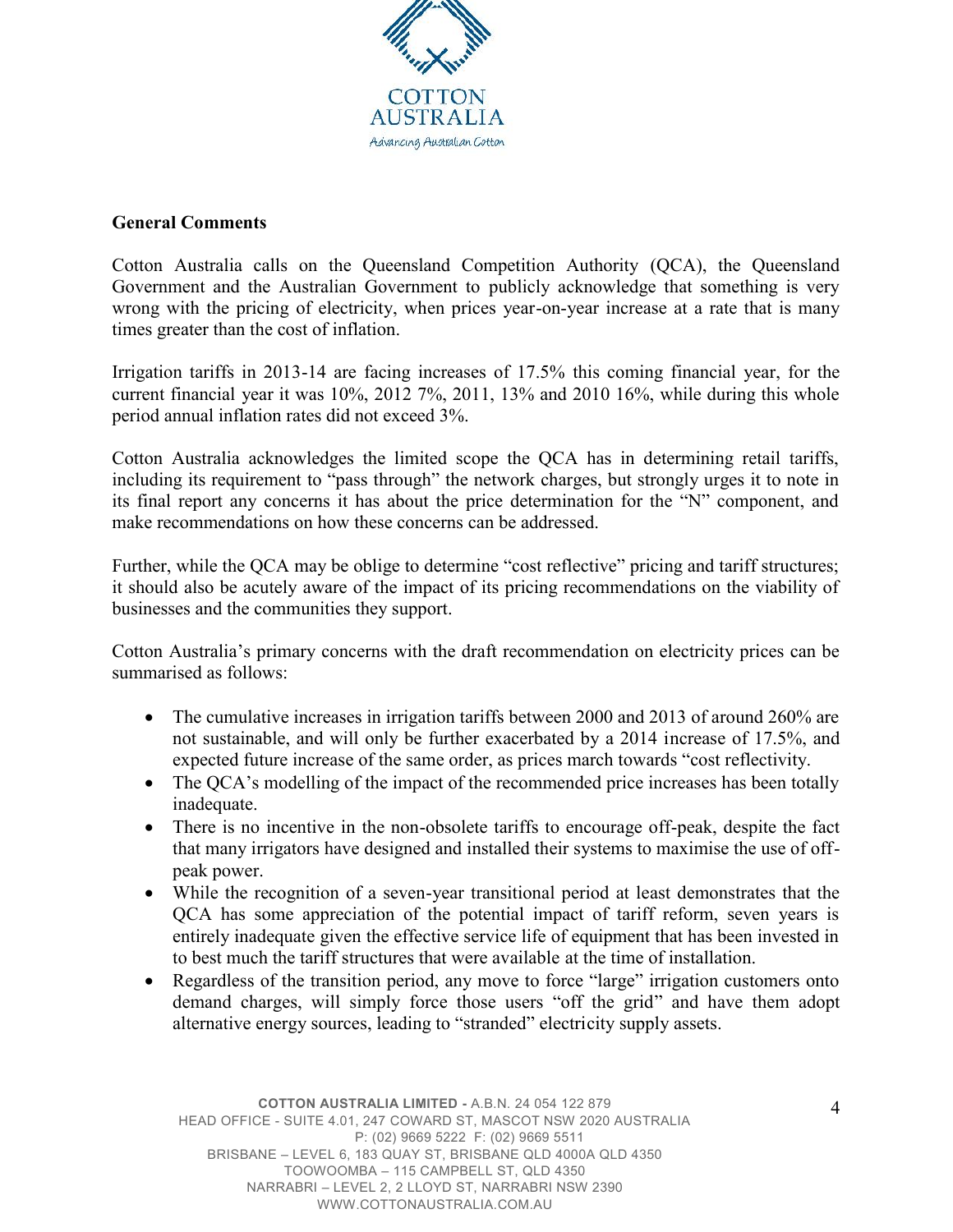## General Comments

Cotton Australia calls on the Queensland Competition Authority (QCA), the Queensland Government and the Australian Government to publicly acknowledge that something is very wrong with the pricing of electricity, when prices year-on-year increase at a rate that is many times greater than the cost of inflation.

Irrigation tariffs in 2013-14 are facing increases of 17.5% this coming financial year, for the current financial year it was 10%, 2012 7%, 2011, 13% and 2010 16%, while during this whole period annual inflation rates did not exceed 3%.

Cotton Australia acknowledges the limited scope the QCA has in determining retail tariffs, including its requirement to "pass through" the network charges, but strongly urges it to note in its final report any concerns it has about the price determination for the "N" component, and make recommendations on how these concerns can be addressed.

Further, while the QCA may be oblige to determine "cost reflective" pricing and tariff structures; it should also be acutely aware of the impact of its pricing recommendations on the viability of businesses and the communities they support.

Cotton Australia's primary concerns with the draft recommendation on electricity prices can be summarised as follows:

- The cumulative increases in irrigation tariffs between 2000 and 2013 of around 260% are not sustainable, and will only be further exacerbated by a 2014 increase of 17.5%, and expected future increase of the same order, as prices march towards "cost reflectivity.
- The QCA's modelling of the impact of the recommended price increases has been totally inadequate.
- There is no incentive in the non-obsolete tariffs to encourage off-peak, despite the fact that many irrigators have designed and installed their systems to maximise the use of off-peak power.
- While the recognition of a seven-year transitional period at least demonstrates that the QCA has some appreciation of the potential impact of tariff reform, seven years is entirely inadequate given the effective service life of equipment that has been invested in to best much the tariff structures that were available at the time of installation.
- Regardless of the transition period, any move to force "large" irrigation customers onto demand charges, will simply force those users "off the grid" and have them adopt alternative energy sources, leading to "stranded" electricity supply assets.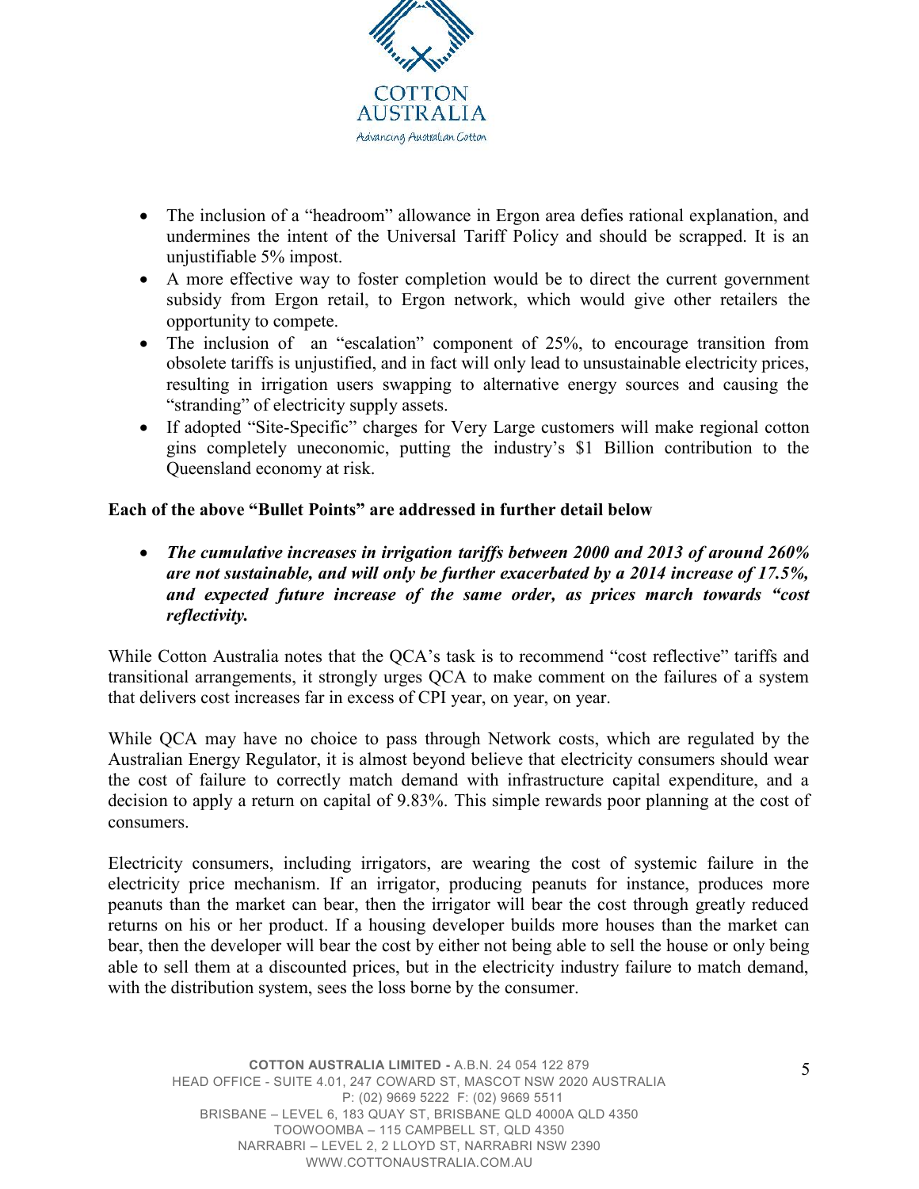- The inclusion of a "headroom" allowance in Ergon area defies rational explanation, and undermines the intent of the Universal Tariff Policy and should be scrapped. It is an unjustifiable 5% impost.
- A more effective way to foster completion would be to direct the current government subsidy from Ergon retail, to Ergon network, which would give other retailers the opportunity to compete.
- The inclusion of an "escalation" component of 25%, to encourage transition from obsolete tariffs is unjustified, and in fact will only lead to unsustainable electricity prices, resulting in irrigation users swapping to alternative energy sources and causing the "stranding" of electricity supply assets.
- If adopted "Site-Specific" charges for Very Large customers will make regional cotton gins completely uneconomic, putting the industry's $1 Billion contribution to the Queensland economy at risk.

**Each of the above "Bullet Points" are addressed in further detail below**

- ***The cumulative increases in irrigation tariffs between 2000 and 2013 of around 260% are not sustainable, and will only be further exacerbated by a 2014 increase of 17.5%, and expected future increase of the same order, as prices march towards "cost reflectivity.***

While Cotton Australia notes that the QCA's task is to recommend "cost reflective" tariffs and transitional arrangements, it strongly urges QCA to make comment on the failures of a system that delivers cost increases far in excess of CPI year, on year, on year.

While QCA may have no choice to pass through Network costs, which are regulated by the Australian Energy Regulator, it is almost beyond believe that electricity consumers should wear the cost of failure to correctly match demand with infrastructure capital expenditure, and a decision to apply a return on capital of 9.83%. This simple rewards poor planning at the cost of consumers.

Electricity consumers, including irrigators, are wearing the cost of systemic failure in the electricity price mechanism. If an irrigator, producing peanuts for instance, produces more peanuts than the market can bear, then the irrigator will bear the cost through greatly reduced returns on his or her product. If a housing developer builds more houses than the market can bear, then the developer will bear the cost by either not being able to sell the house or only being able to sell them at a discounted prices, but in the electricity industry failure to match demand, with the distribution system, sees the loss borne by the consumer.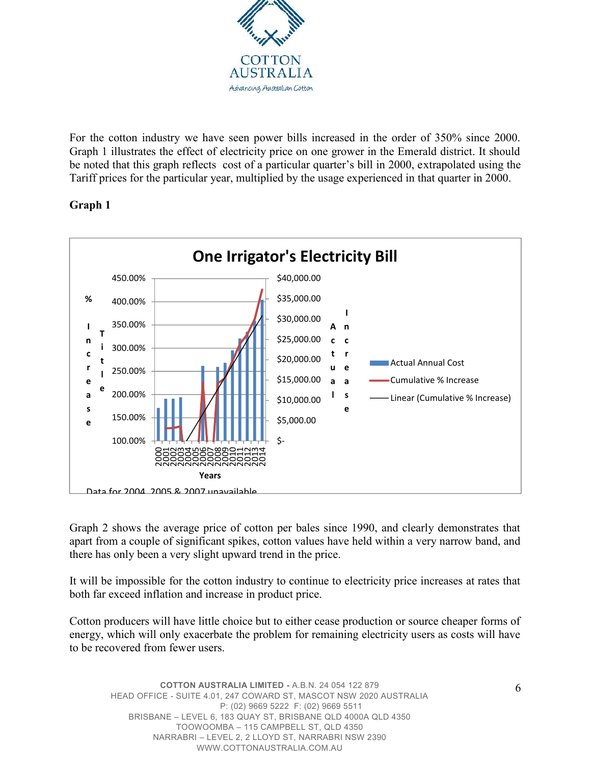For the cotton industry we have seen power bills increased in the order of 350% since 2000. Graph 1 illustrates the effect of electricity price on one grower in the Emerald district. It should be noted that this graph reflects cost of a particular quarter's bill in 2000, extrapolated using the Tariff prices for the particular year, multiplied by the usage experienced in that quarter in 2000.

**Graph 1**

**One Irrigator's Electricity Bill**

Data for 2004, 2005 & 2007 unavailable

Graph 2 shows the average price of cotton per bales since 1990, and clearly demonstrates that apart from a couple of significant spikes, cotton values have held within a very narrow band, and there has only been a very slight upward trend in the price.

It will be impossible for the cotton industry to continue to electricity price increases at rates that both far exceed inflation and increase in product price.

Cotton producers will have little choice but to either cease production or source cheaper forms of energy, which will only exacerbate the problem for remaining electricity users as costs will have to be recovered from fewer users.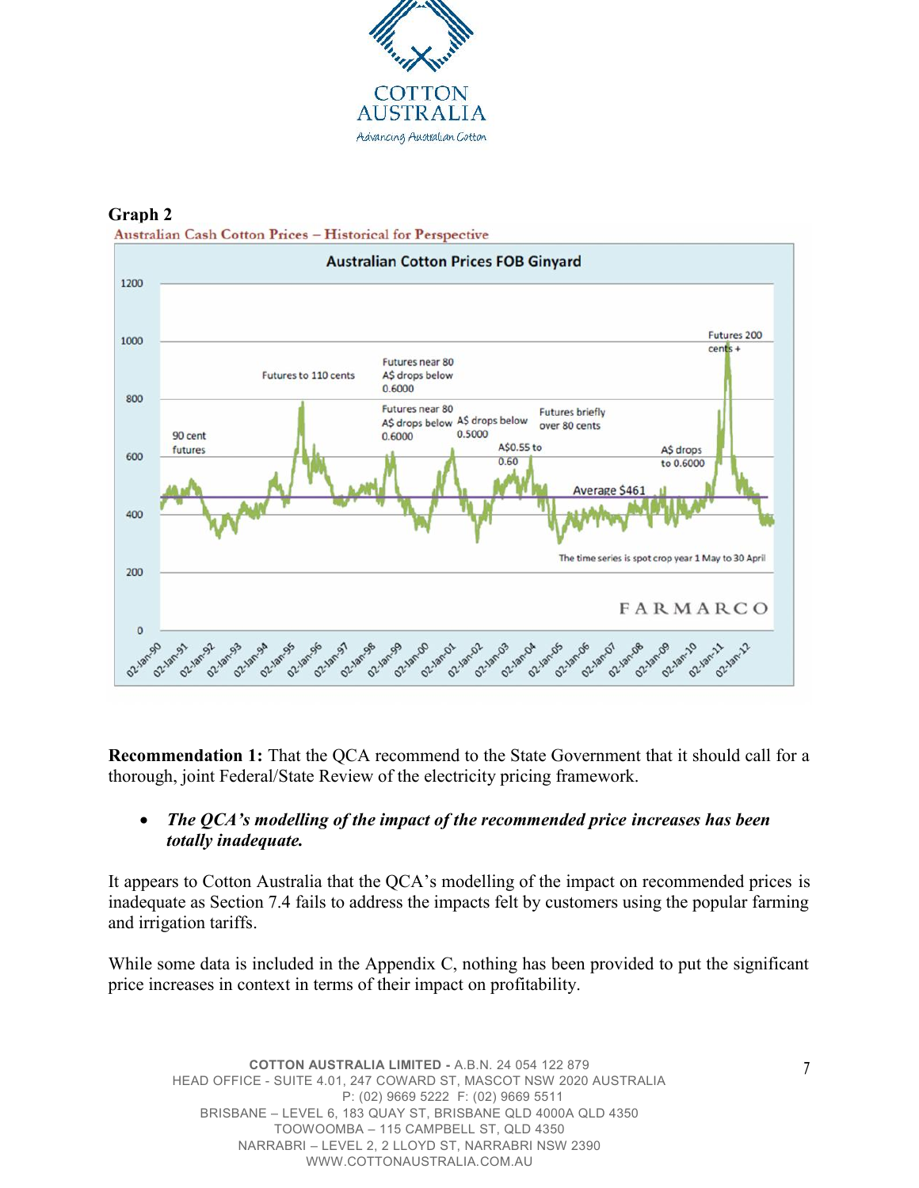**Graph 2**

Australian Cash Cotton Prices – Historical for Perspective

**Recommendation 1:** That the QCA recommend to the State Government that it should call for a thorough, joint Federal/State Review of the electricity pricing framework.

- ***The QCA's modelling of the impact of the recommended price increases has been totally inadequate.***

It appears to Cotton Australia that the QCA's modelling of the impact on recommended prices is inadequate as Section 7.4 fails to address the impacts felt by customers using the popular farming and irrigation tariffs.

While some data is included in the Appendix C, nothing has been provided to put the significant price increases in context in terms of their impact on profitability.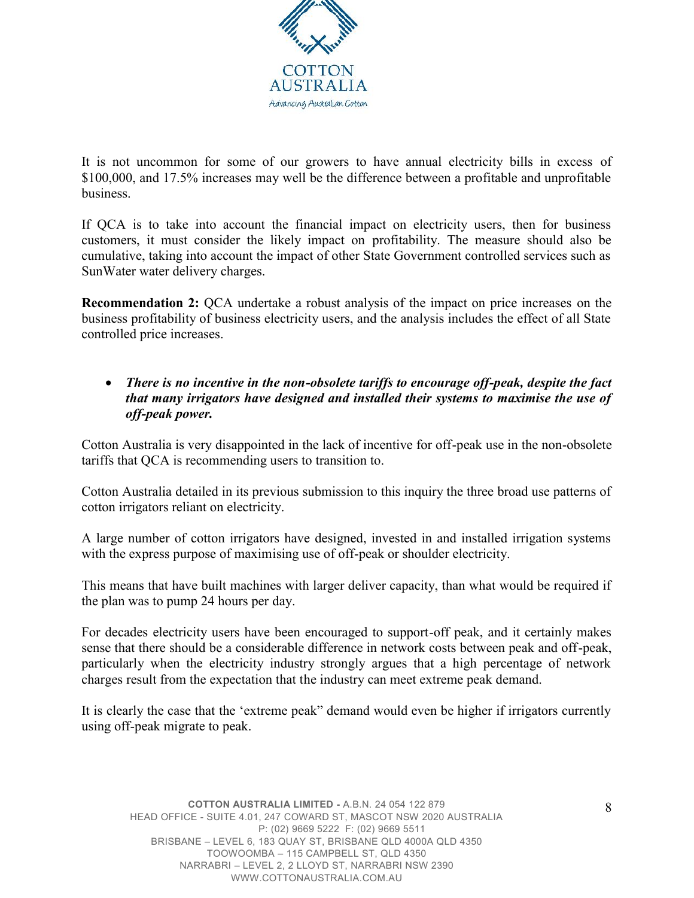It is not uncommon for some of our growers to have annual electricity bills in excess of $100,000, and 17.5% increases may well be the difference between a profitable and unprofitable business.

If QCA is to take into account the financial impact on electricity users, then for business customers, it must consider the likely impact on profitability. The measure should also be cumulative, taking into account the impact of other State Government controlled services such as SunWater water delivery charges.

**Recommendation 2:** QCA undertake a robust analysis of the impact on price increases on the business profitability of business electricity users, and the analysis includes the effect of all State controlled price increases.

- ***There is no incentive in the non-obsolete tariffs to encourage off-peak, despite the fact that many irrigators have designed and installed their systems to maximise the use of off-peak power.***

Cotton Australia is very disappointed in the lack of incentive for off-peak use in the non-obsolete tariffs that QCA is recommending users to transition to.

Cotton Australia detailed in its previous submission to this inquiry the three broad use patterns of cotton irrigators reliant on electricity.

A large number of cotton irrigators have designed, invested in and installed irrigation systems with the express purpose of maximising use of off-peak or shoulder electricity.

This means that have built machines with larger deliver capacity, than what would be required if the plan was to pump 24 hours per day.

For decades electricity users have been encouraged to support-off peak, and it certainly makes sense that there should be a considerable difference in network costs between peak and off-peak, particularly when the electricity industry strongly argues that a high percentage of network charges result from the expectation that the industry can meet extreme peak demand.

It is clearly the case that the 'extreme peak" demand would even be higher if irrigators currently using off-peak migrate to peak.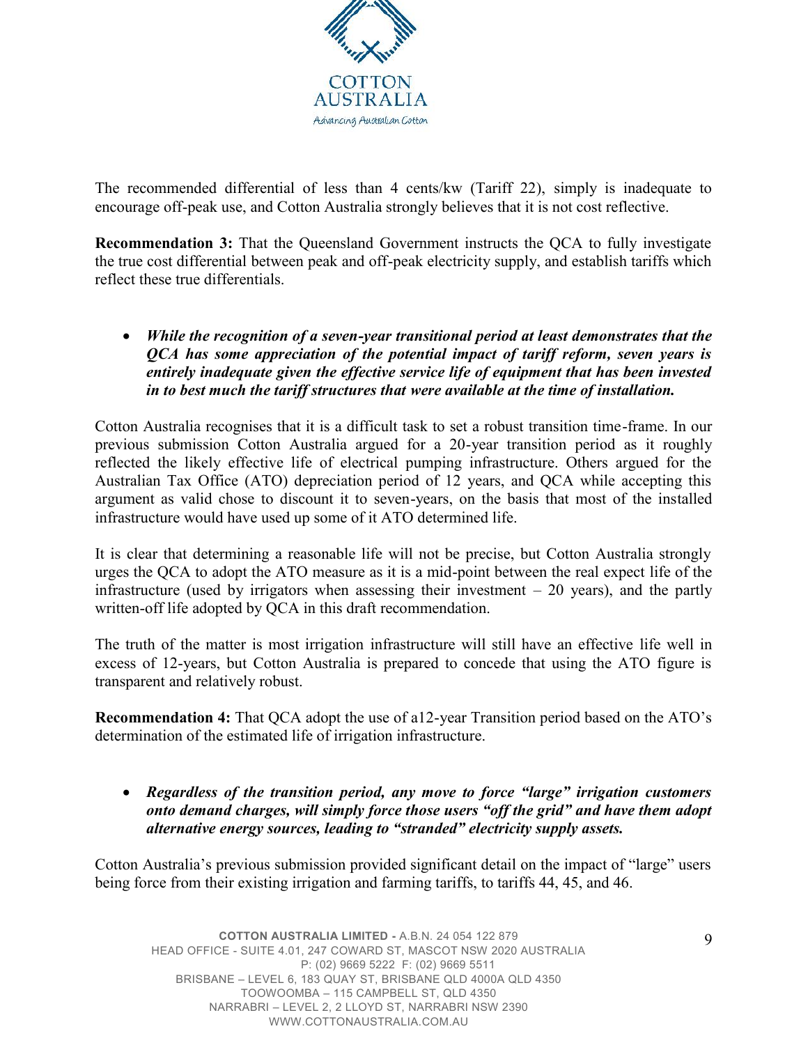The recommended differential of less than 4 cents/kw (Tariff 22), simply is inadequate to encourage off-peak use, and Cotton Australia strongly believes that it is not cost reflective.

**Recommendation 3:** That the Queensland Government instructs the QCA to fully investigate the true cost differential between peak and off-peak electricity supply, and establish tariffs which reflect these true differentials.

- ***While the recognition of a seven-year transitional period at least demonstrates that the QCA has some appreciation of the potential impact of tariff reform, seven years is entirely inadequate given the effective service life of equipment that has been invested in to best much the tariff structures that were available at the time of installation.***

Cotton Australia recognises that it is a difficult task to set a robust transition time-frame. In our previous submission Cotton Australia argued for a 20-year transition period as it roughly reflected the likely effective life of electrical pumping infrastructure. Others argued for the Australian Tax Office (ATO) depreciation period of 12 years, and QCA while accepting this argument as valid chose to discount it to seven-years, on the basis that most of the installed infrastructure would have used up some of it ATO determined life.

It is clear that determining a reasonable life will not be precise, but Cotton Australia strongly urges the QCA to adopt the ATO measure as it is a mid-point between the real expect life of the infrastructure (used by irrigators when assessing their investment – 20 years), and the partly written-off life adopted by QCA in this draft recommendation.

The truth of the matter is most irrigation infrastructure will still have an effective life well in excess of 12-years, but Cotton Australia is prepared to concede that using the ATO figure is transparent and relatively robust.

**Recommendation 4:** That QCA adopt the use of a12-year Transition period based on the ATO's determination of the estimated life of irrigation infrastructure.

- ***Regardless of the transition period, any move to force "large" irrigation customers onto demand charges, will simply force those users "off the grid" and have them adopt alternative energy sources, leading to "stranded" electricity supply assets.***

Cotton Australia's previous submission provided significant detail on the impact of "large" users being force from their existing irrigation and farming tariffs, to tariffs 44, 45, and 46.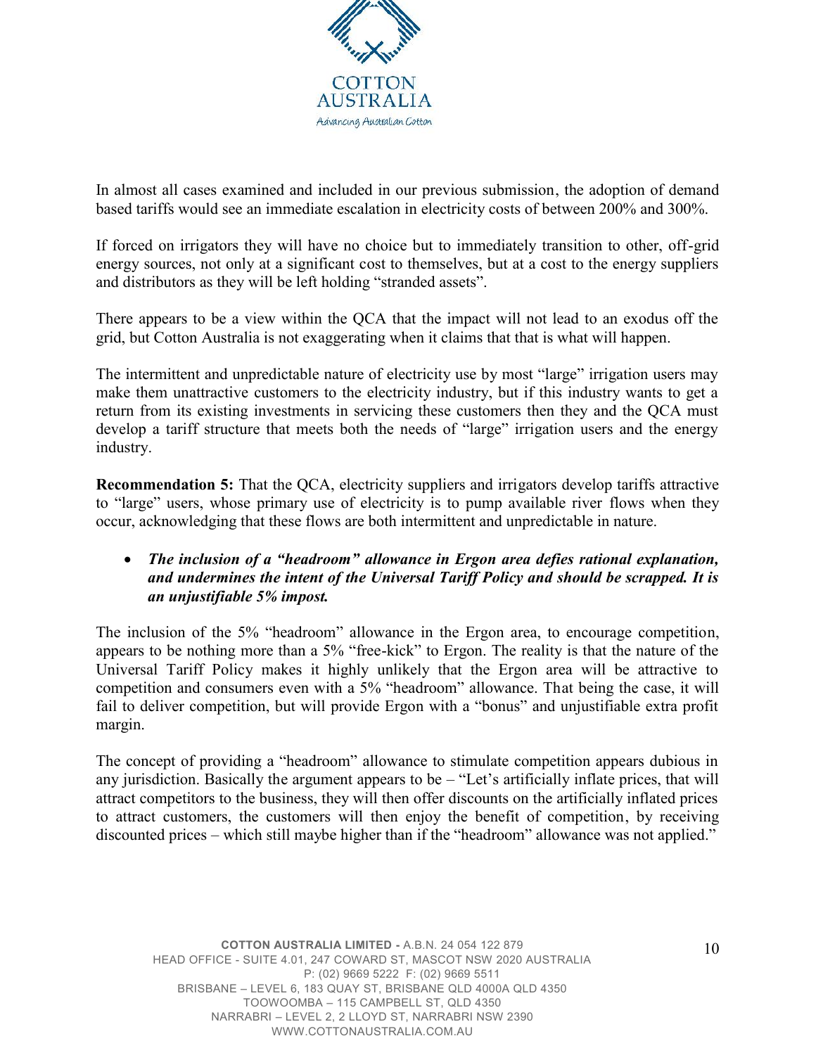In almost all cases examined and included in our previous submission, the adoption of demand based tariffs would see an immediate escalation in electricity costs of between 200% and 300%.

If forced on irrigators they will have no choice but to immediately transition to other, off-grid energy sources, not only at a significant cost to themselves, but at a cost to the energy suppliers and distributors as they will be left holding "stranded assets".

There appears to be a view within the QCA that the impact will not lead to an exodus off the grid, but Cotton Australia is not exaggerating when it claims that that is what will happen.

The intermittent and unpredictable nature of electricity use by most "large" irrigation users may make them unattractive customers to the electricity industry, but if this industry wants to get a return from its existing investments in servicing these customers then they and the QCA must develop a tariff structure that meets both the needs of "large" irrigation users and the energy industry.

**Recommendation 5:** That the QCA, electricity suppliers and irrigators develop tariffs attractive to "large" users, whose primary use of electricity is to pump available river flows when they occur, acknowledging that these flows are both intermittent and unpredictable in nature.

- ***The inclusion of a "headroom" allowance in Ergon area defies rational explanation, and undermines the intent of the Universal Tariff Policy and should be scrapped. It is an unjustifiable 5% impost.***

The inclusion of the 5% "headroom" allowance in the Ergon area, to encourage competition, appears to be nothing more than a 5% "free-kick" to Ergon. The reality is that the nature of the Universal Tariff Policy makes it highly unlikely that the Ergon area will be attractive to competition and consumers even with a 5% "headroom" allowance. That being the case, it will fail to deliver competition, but will provide Ergon with a "bonus" and unjustifiable extra profit margin.

The concept of providing a "headroom" allowance to stimulate competition appears dubious in any jurisdiction. Basically the argument appears to be – "Let's artificially inflate prices, that will attract competitors to the business, they will then offer discounts on the artificially inflated prices to attract customers, the customers will then enjoy the benefit of competition, by receiving discounted prices – which still maybe higher than if the "headroom" allowance was not applied."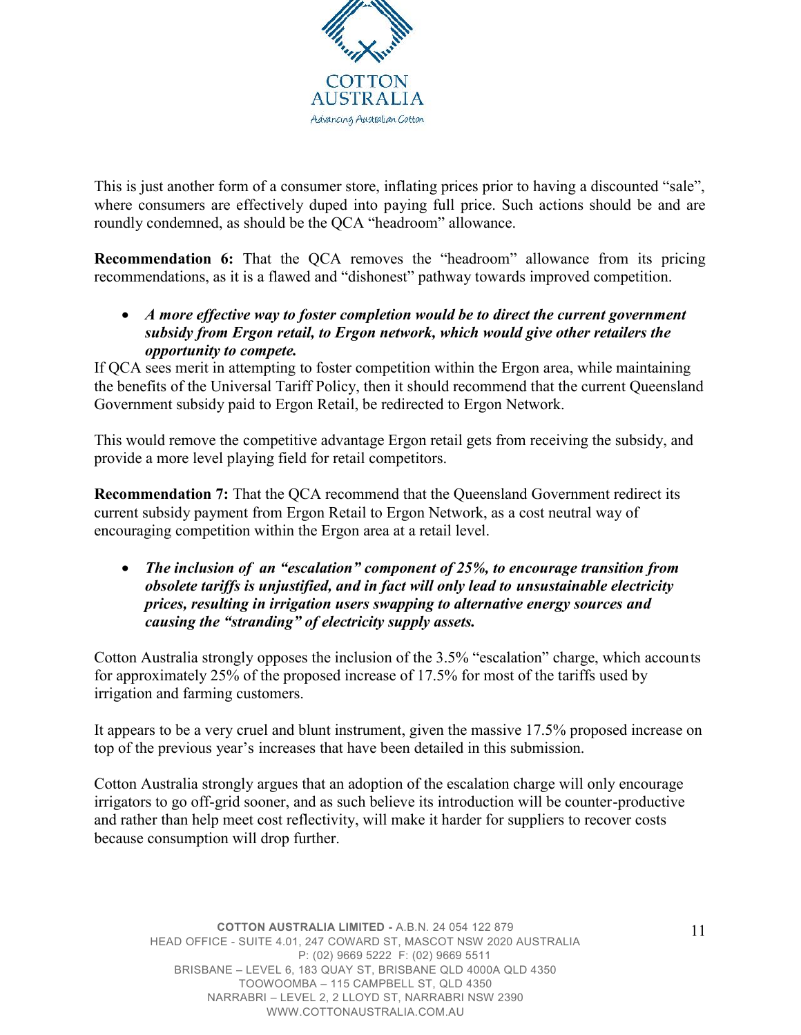This is just another form of a consumer store, inflating prices prior to having a discounted "sale", where consumers are effectively duped into paying full price. Such actions should be and are roundly condemned, as should be the QCA "headroom" allowance.

**Recommendation 6:** That the QCA removes the "headroom" allowance from its pricing recommendations, as it is a flawed and "dishonest" pathway towards improved competition.

- ***A more effective way to foster completion would be to direct the current government subsidy from Ergon retail, to Ergon network, which would give other retailers the opportunity to compete.***

If QCA sees merit in attempting to foster competition within the Ergon area, while maintaining the benefits of the Universal Tariff Policy, then it should recommend that the current Queensland Government subsidy paid to Ergon Retail, be redirected to Ergon Network.

This would remove the competitive advantage Ergon retail gets from receiving the subsidy, and provide a more level playing field for retail competitors.

**Recommendation 7:** That the QCA recommend that the Queensland Government redirect its current subsidy payment from Ergon Retail to Ergon Network, as a cost neutral way of encouraging competition within the Ergon area at a retail level.

- ***The inclusion of an "escalation" component of 25%, to encourage transition from obsolete tariffs is unjustified, and in fact will only lead to unsustainable electricity prices, resulting in irrigation users swapping to alternative energy sources and causing the "stranding" of electricity supply assets.***

Cotton Australia strongly opposes the inclusion of the 3.5% "escalation" charge, which accounts for approximately 25% of the proposed increase of 17.5% for most of the tariffs used by irrigation and farming customers.

It appears to be a very cruel and blunt instrument, given the massive 17.5% proposed increase on top of the previous year's increases that have been detailed in this submission.

Cotton Australia strongly argues that an adoption of the escalation charge will only encourage irrigators to go off-grid sooner, and as such believe its introduction will be counter-productive and rather than help meet cost reflectivity, will make it harder for suppliers to recover costs because consumption will drop further.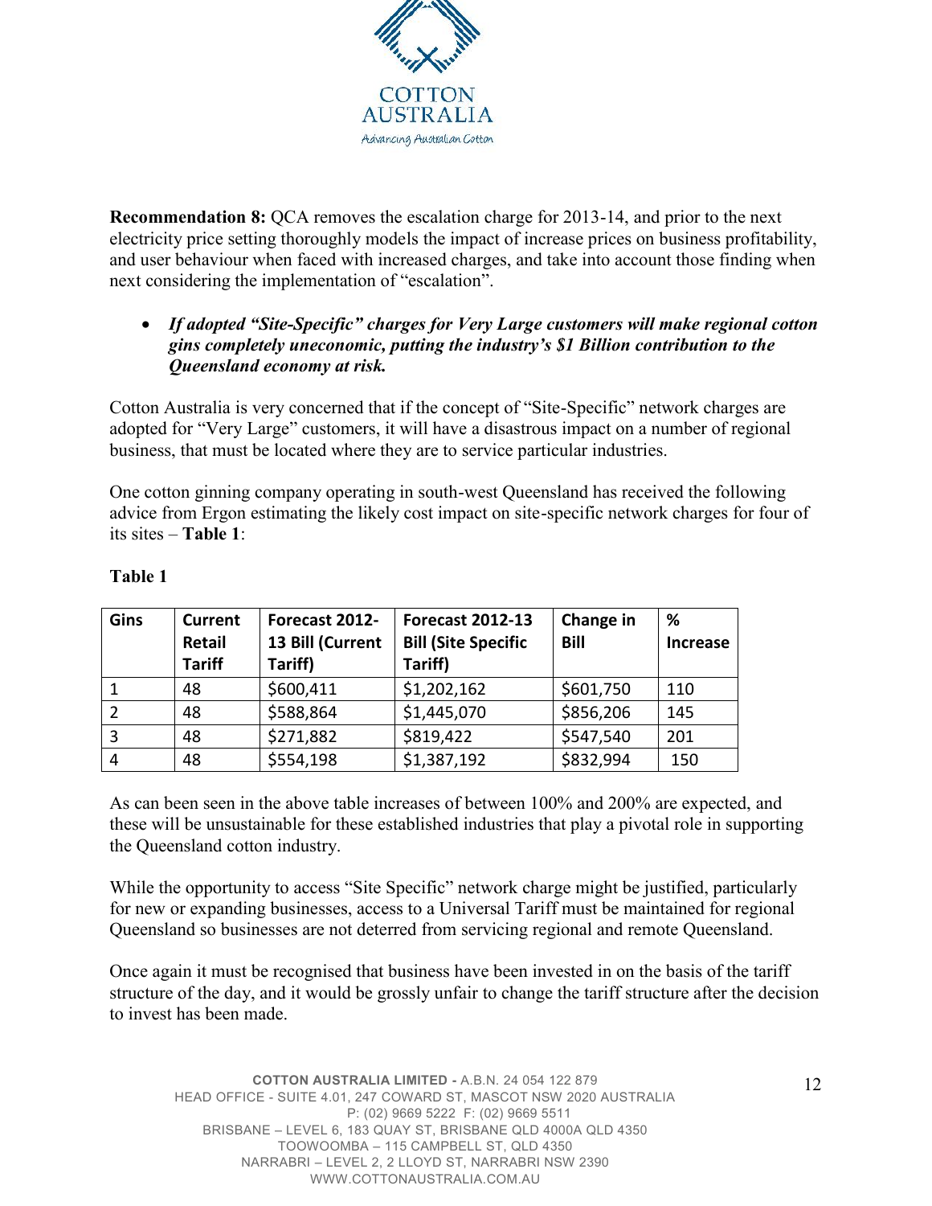**Recommendation 8:** QCA removes the escalation charge for 2013-14, and prior to the next electricity price setting thoroughly models the impact of increase prices on business profitability, and user behaviour when faced with increased charges, and take into account those finding when next considering the implementation of "escalation".

- ***If adopted "Site-Specific" charges for Very Large customers will make regional cotton gins completely uneconomic, putting the industry's $1 Billion contribution to the Queensland economy at risk.***

Cotton Australia is very concerned that if the concept of "Site-Specific" network charges are adopted for "Very Large" customers, it will have a disastrous impact on a number of regional business, that must be located where they are to service particular industries.

One cotton ginning company operating in south-west Queensland has received the following advice from Ergon estimating the likely cost impact on site-specific network charges for four of its sites – **Table 1**:

**Table 1**

| Gins | Current Retail Tariff | Forecast 2012-13 Bill (Current Tariff) | Forecast 2012-13 Bill (Site Specific Tariff) | Change in Bill | % Increase |
|---|---|---|---|---|---|
| 1 | 48 | $600,411 | $1,202,162 | $601,750 | 110 |
| 2 | 48 | $588,864 | $1,445,070 | $856,206 | 145 |
| 3 | 48 | $271,882 | $819,422 | $547,540 | 201 |
| 4 | 48 | $554,198 | $1,387,192 | $832,994 | 150 |

As can been seen in the above table increases of between 100% and 200% are expected, and these will be unsustainable for these established industries that play a pivotal role in supporting the Queensland cotton industry.

While the opportunity to access "Site Specific" network charge might be justified, particularly for new or expanding businesses, access to a Universal Tariff must be maintained for regional Queensland so businesses are not deterred from servicing regional and remote Queensland.

Once again it must be recognised that business have been invested in on the basis of the tariff structure of the day, and it would be grossly unfair to change the tariff structure after the decision to invest has been made.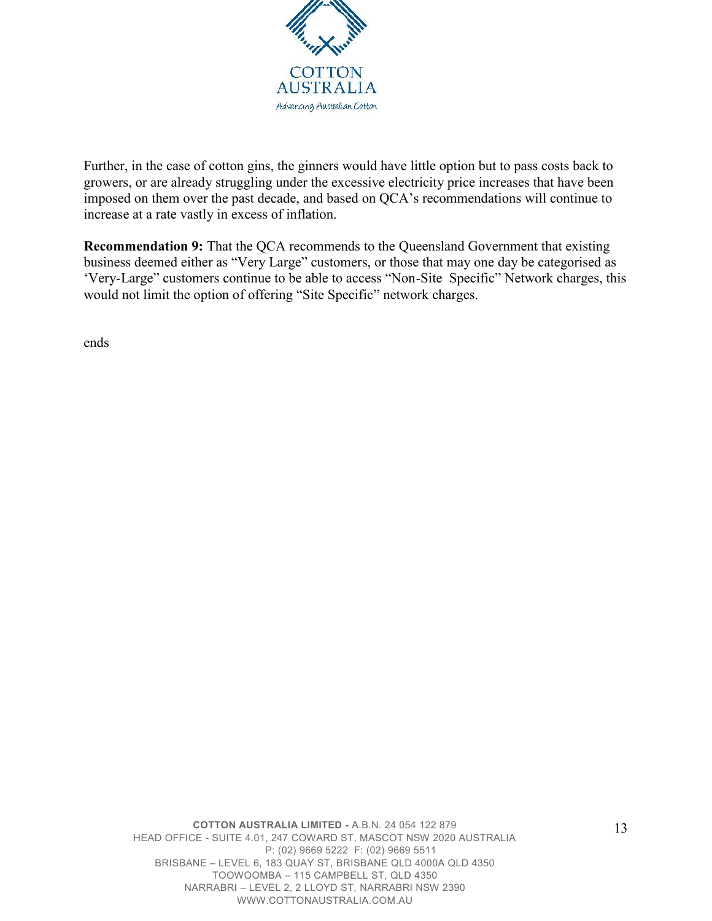Further, in the case of cotton gins, the ginners would have little option but to pass costs back to growers, or are already struggling under the excessive electricity price increases that have been imposed on them over the past decade, and based on QCA's recommendations will continue to increase at a rate vastly in excess of inflation.

**Recommendation 9:** That the QCA recommends to the Queensland Government that existing business deemed either as "Very Large" customers, or those that may one day be categorised as 'Very-Large" customers continue to be able to access "Non-Site Specific" Network charges, this would not limit the option of offering "Site Specific" network charges.

ends